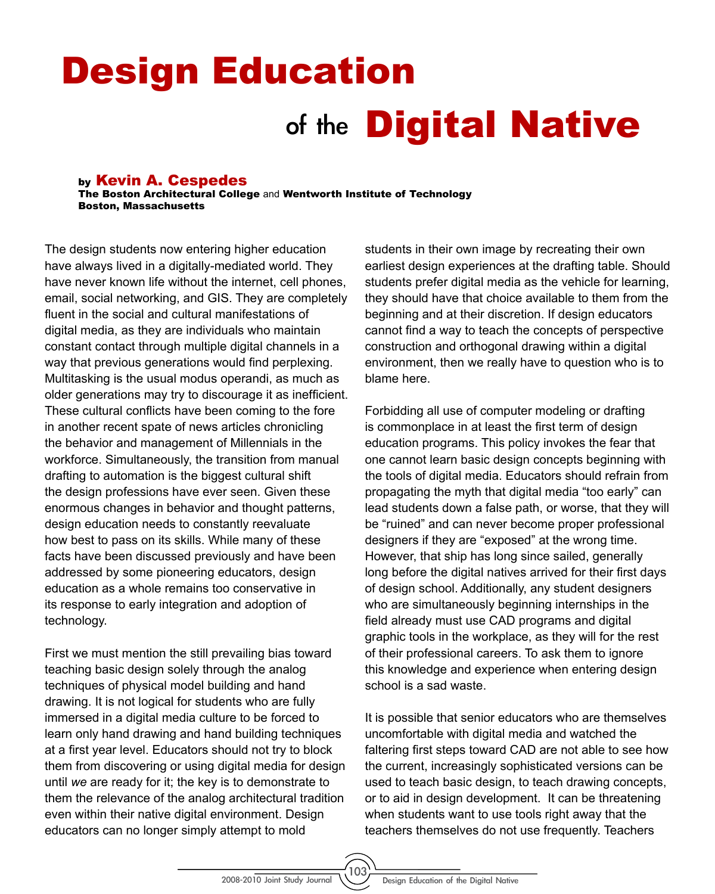# Design Education of the Digital Native

by **Kevin A. Cespedes**
**The Boston Architectural College** and **Wentworth Institute of Technology**
**Boston, Massachusetts**

The design students now entering higher education have always lived in a digitally-mediated world. They have never known life without the internet, cell phones, email, social networking, and GIS. They are completely fluent in the social and cultural manifestations of digital media, as they are individuals who maintain constant contact through multiple digital channels in a way that previous generations would find perplexing. Multitasking is the usual modus operandi, as much as older generations may try to discourage it as inefficient. These cultural conflicts have been coming to the fore in another recent spate of news articles chronicling the behavior and management of Millennials in the workforce. Simultaneously, the transition from manual drafting to automation is the biggest cultural shift the design professions have ever seen. Given these enormous changes in behavior and thought patterns, design education needs to constantly reevaluate how best to pass on its skills. While many of these facts have been discussed previously and have been addressed by some pioneering educators, design education as a whole remains too conservative in its response to early integration and adoption of technology.

First we must mention the still prevailing bias toward teaching basic design solely through the analog techniques of physical model building and hand drawing. It is not logical for students who are fully immersed in a digital media culture to be forced to learn only hand drawing and hand building techniques at a first year level. Educators should not try to block them from discovering or using digital media for design until *we* are ready for it; the key is to demonstrate to them the relevance of the analog architectural tradition even within their native digital environment. Design educators can no longer simply attempt to mold students in their own image by recreating their own earliest design experiences at the drafting table. Should students prefer digital media as the vehicle for learning, they should have that choice available to them from the beginning and at their discretion. If design educators cannot find a way to teach the concepts of perspective construction and orthogonal drawing within a digital environment, then we really have to question who is to blame here.

Forbidding all use of computer modeling or drafting is commonplace in at least the first term of design education programs. This policy invokes the fear that one cannot learn basic design concepts beginning with the tools of digital media. Educators should refrain from propagating the myth that digital media "too early" can lead students down a false path, or worse, that they will be "ruined" and can never become proper professional designers if they are "exposed" at the wrong time. However, that ship has long since sailed, generally long before the digital natives arrived for their first days of design school. Additionally, any student designers who are simultaneously beginning internships in the field already must use CAD programs and digital graphic tools in the workplace, as they will for the rest of their professional careers. To ask them to ignore this knowledge and experience when entering design school is a sad waste.

It is possible that senior educators who are themselves uncomfortable with digital media and watched the faltering first steps toward CAD are not able to see how the current, increasingly sophisticated versions can be used to teach basic design, to teach drawing concepts, or to aid in design development. It can be threatening when students want to use tools right away that the teachers themselves do not use frequently. Teachers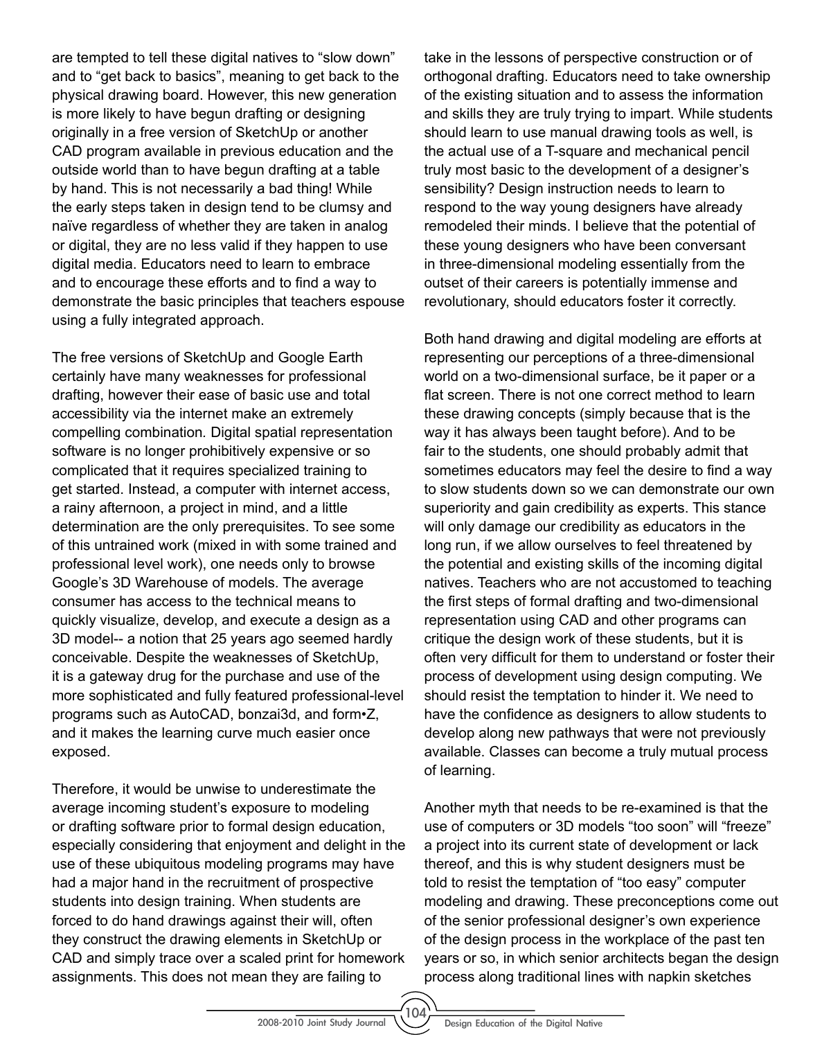are tempted to tell these digital natives to "slow down" and to "get back to basics", meaning to get back to the physical drawing board. However, this new generation is more likely to have begun drafting or designing originally in a free version of SketchUp or another CAD program available in previous education and the outside world than to have begun drafting at a table by hand. This is not necessarily a bad thing! While the early steps taken in design tend to be clumsy and naïve regardless of whether they are taken in analog or digital, they are no less valid if they happen to use digital media. Educators need to learn to embrace and to encourage these efforts and to find a way to demonstrate the basic principles that teachers espouse using a fully integrated approach.

The free versions of SketchUp and Google Earth certainly have many weaknesses for professional drafting, however their ease of basic use and total accessibility via the internet make an extremely compelling combination. Digital spatial representation software is no longer prohibitively expensive or so complicated that it requires specialized training to get started. Instead, a computer with internet access, a rainy afternoon, a project in mind, and a little determination are the only prerequisites. To see some of this untrained work (mixed in with some trained and professional level work), one needs only to browse Google's 3D Warehouse of models. The average consumer has access to the technical means to quickly visualize, develop, and execute a design as a 3D model-- a notion that 25 years ago seemed hardly conceivable. Despite the weaknesses of SketchUp, it is a gateway drug for the purchase and use of the more sophisticated and fully featured professional-level programs such as AutoCAD, bonzai3d, and form•Z, and it makes the learning curve much easier once exposed.

Therefore, it would be unwise to underestimate the average incoming student's exposure to modeling or drafting software prior to formal design education, especially considering that enjoyment and delight in the use of these ubiquitous modeling programs may have had a major hand in the recruitment of prospective students into design training. When students are forced to do hand drawings against their will, often they construct the drawing elements in SketchUp or CAD and simply trace over a scaled print for homework assignments. This does not mean they are failing to take in the lessons of perspective construction or of orthogonal drafting. Educators need to take ownership of the existing situation and to assess the information and skills they are truly trying to impart. While students should learn to use manual drawing tools as well, is the actual use of a T-square and mechanical pencil truly most basic to the development of a designer's sensibility? Design instruction needs to learn to respond to the way young designers have already remodeled their minds. I believe that the potential of these young designers who have been conversant in three-dimensional modeling essentially from the outset of their careers is potentially immense and revolutionary, should educators foster it correctly.

Both hand drawing and digital modeling are efforts at representing our perceptions of a three-dimensional world on a two-dimensional surface, be it paper or a flat screen. There is not one correct method to learn these drawing concepts (simply because that is the way it has always been taught before). And to be fair to the students, one should probably admit that sometimes educators may feel the desire to find a way to slow students down so we can demonstrate our own superiority and gain credibility as experts. This stance will only damage our credibility as educators in the long run, if we allow ourselves to feel threatened by the potential and existing skills of the incoming digital natives. Teachers who are not accustomed to teaching the first steps of formal drafting and two-dimensional representation using CAD and other programs can critique the design work of these students, but it is often very difficult for them to understand or foster their process of development using design computing. We should resist the temptation to hinder it. We need to have the confidence as designers to allow students to develop along new pathways that were not previously available. Classes can become a truly mutual process of learning.

Another myth that needs to be re-examined is that the use of computers or 3D models "too soon" will "freeze" a project into its current state of development or lack thereof, and this is why student designers must be told to resist the temptation of "too easy" computer modeling and drawing. These preconceptions come out of the senior professional designer's own experience of the design process in the workplace of the past ten years or so, in which senior architects began the design process along traditional lines with napkin sketches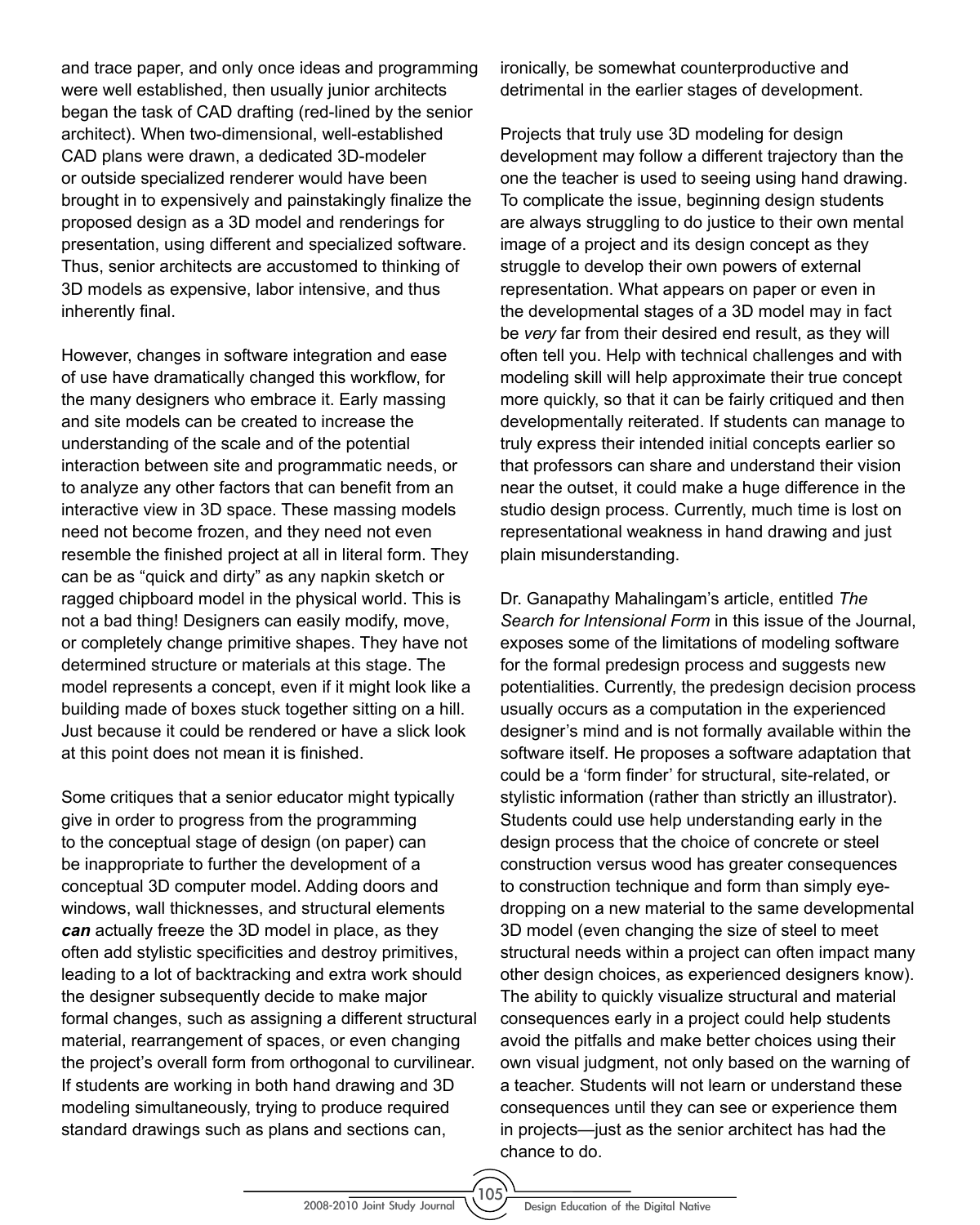and trace paper, and only once ideas and programming were well established, then usually junior architects began the task of CAD drafting (red-lined by the senior architect). When two-dimensional, well-established CAD plans were drawn, a dedicated 3D-modeler or outside specialized renderer would have been brought in to expensively and painstakingly finalize the proposed design as a 3D model and renderings for presentation, using different and specialized software. Thus, senior architects are accustomed to thinking of 3D models as expensive, labor intensive, and thus inherently final.

However, changes in software integration and ease of use have dramatically changed this workflow, for the many designers who embrace it. Early massing and site models can be created to increase the understanding of the scale and of the potential interaction between site and programmatic needs, or to analyze any other factors that can benefit from an interactive view in 3D space. These massing models need not become frozen, and they need not even resemble the finished project at all in literal form. They can be as "quick and dirty" as any napkin sketch or ragged chipboard model in the physical world. This is not a bad thing! Designers can easily modify, move, or completely change primitive shapes. They have not determined structure or materials at this stage. The model represents a concept, even if it might look like a building made of boxes stuck together sitting on a hill. Just because it could be rendered or have a slick look at this point does not mean it is finished.

Some critiques that a senior educator might typically give in order to progress from the programming to the conceptual stage of design (on paper) can be inappropriate to further the development of a conceptual 3D computer model. Adding doors and windows, wall thicknesses, and structural elements ***can*** actually freeze the 3D model in place, as they often add stylistic specificities and destroy primitives, leading to a lot of backtracking and extra work should the designer subsequently decide to make major formal changes, such as assigning a different structural material, rearrangement of spaces, or even changing the project's overall form from orthogonal to curvilinear. If students are working in both hand drawing and 3D modeling simultaneously, trying to produce required standard drawings such as plans and sections can, ironically, be somewhat counterproductive and detrimental in the earlier stages of development.

Projects that truly use 3D modeling for design development may follow a different trajectory than the one the teacher is used to seeing using hand drawing. To complicate the issue, beginning design students are always struggling to do justice to their own mental image of a project and its design concept as they struggle to develop their own powers of external representation. What appears on paper or even in the developmental stages of a 3D model may in fact be *very* far from their desired end result, as they will often tell you. Help with technical challenges and with modeling skill will help approximate their true concept more quickly, so that it can be fairly critiqued and then developmentally reiterated. If students can manage to truly express their intended initial concepts earlier so that professors can share and understand their vision near the outset, it could make a huge difference in the studio design process. Currently, much time is lost on representational weakness in hand drawing and just plain misunderstanding.

Dr. Ganapathy Mahalingam's article, entitled *The Search for Intensional Form* in this issue of the Journal, exposes some of the limitations of modeling software for the formal predesign process and suggests new potentialities. Currently, the predesign decision process usually occurs as a computation in the experienced designer's mind and is not formally available within the software itself. He proposes a software adaptation that could be a 'form finder' for structural, site-related, or stylistic information (rather than strictly an illustrator). Students could use help understanding early in the design process that the choice of concrete or steel construction versus wood has greater consequences to construction technique and form than simply eye-dropping on a new material to the same developmental 3D model (even changing the size of steel to meet structural needs within a project can often impact many other design choices, as experienced designers know). The ability to quickly visualize structural and material consequences early in a project could help students avoid the pitfalls and make better choices using their own visual judgment, not only based on the warning of a teacher. Students will not learn or understand these consequences until they can see or experience them in projects—just as the senior architect has had the chance to do.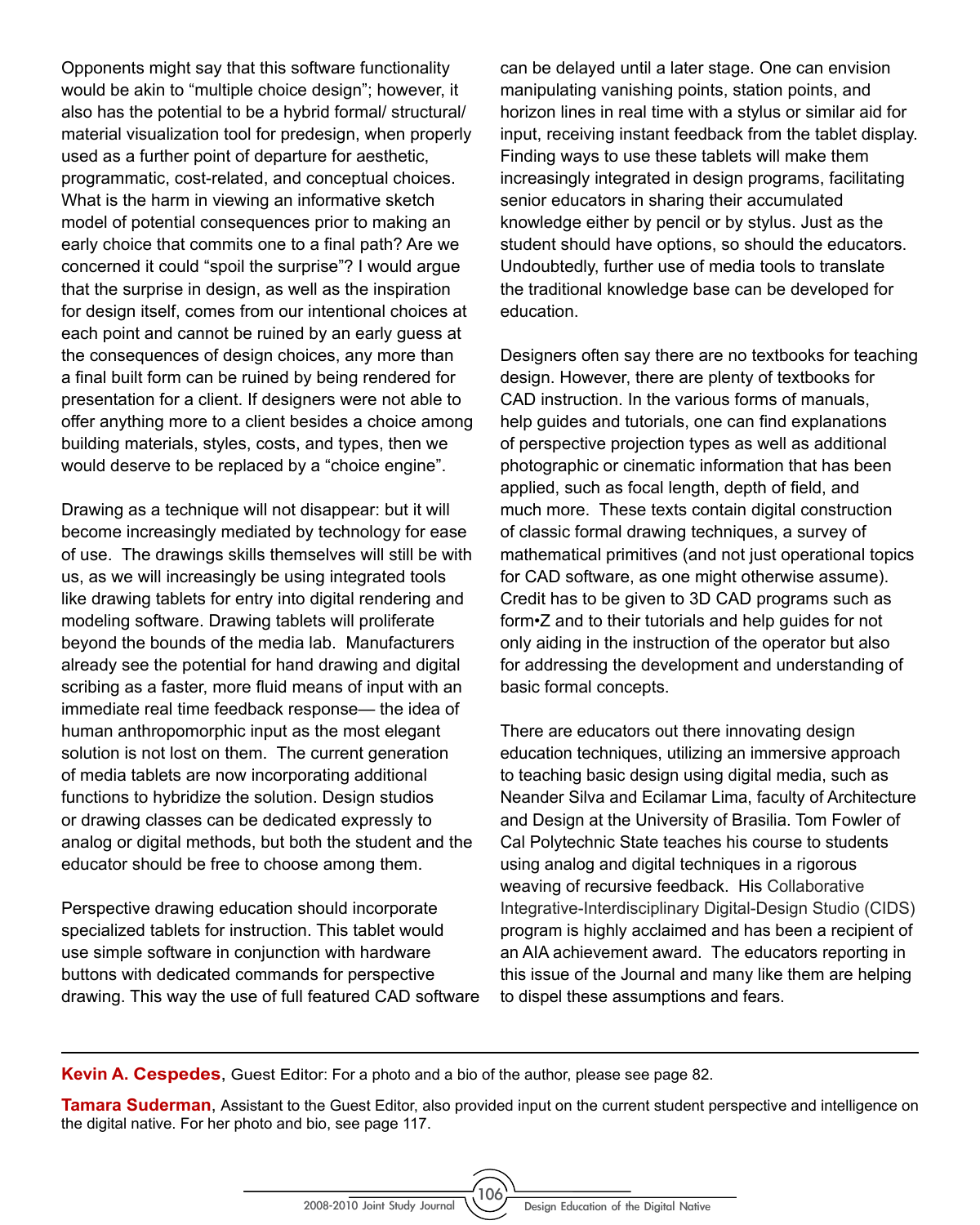Opponents might say that this software functionality would be akin to “multiple choice design”; however, it also has the potential to be a hybrid formal/ structural/ material visualization tool for predesign, when properly used as a further point of departure for aesthetic, programmatic, cost-related, and conceptual choices. What is the harm in viewing an informative sketch model of potential consequences prior to making an early choice that commits one to a final path? Are we concerned it could “spoil the surprise”? I would argue that the surprise in design, as well as the inspiration for design itself, comes from our intentional choices at each point and cannot be ruined by an early guess at the consequences of design choices, any more than a final built form can be ruined by being rendered for presentation for a client. If designers were not able to offer anything more to a client besides a choice among building materials, styles, costs, and types, then we would deserve to be replaced by a “choice engine”.

Drawing as a technique will not disappear: but it will become increasingly mediated by technology for ease of use. The drawings skills themselves will still be with us, as we will increasingly be using integrated tools like drawing tablets for entry into digital rendering and modeling software. Drawing tablets will proliferate beyond the bounds of the media lab. Manufacturers already see the potential for hand drawing and digital scribing as a faster, more fluid means of input with an immediate real time feedback response— the idea of human anthropomorphic input as the most elegant solution is not lost on them. The current generation of media tablets are now incorporating additional functions to hybridize the solution. Design studios or drawing classes can be dedicated expressly to analog or digital methods, but both the student and the educator should be free to choose among them.

Perspective drawing education should incorporate specialized tablets for instruction. This tablet would use simple software in conjunction with hardware buttons with dedicated commands for perspective drawing. This way the use of full featured CAD software can be delayed until a later stage. One can envision manipulating vanishing points, station points, and horizon lines in real time with a stylus or similar aid for input, receiving instant feedback from the tablet display. Finding ways to use these tablets will make them increasingly integrated in design programs, facilitating senior educators in sharing their accumulated knowledge either by pencil or by stylus. Just as the student should have options, so should the educators. Undoubtedly, further use of media tools to translate the traditional knowledge base can be developed for education.

Designers often say there are no textbooks for teaching design. However, there are plenty of textbooks for CAD instruction. In the various forms of manuals, help guides and tutorials, one can find explanations of perspective projection types as well as additional photographic or cinematic information that has been applied, such as focal length, depth of field, and much more. These texts contain digital construction of classic formal drawing techniques, a survey of mathematical primitives (and not just operational topics for CAD software, as one might otherwise assume). Credit has to be given to 3D CAD programs such as form•Z and to their tutorials and help guides for not only aiding in the instruction of the operator but also for addressing the development and understanding of basic formal concepts.

There are educators out there innovating design education techniques, utilizing an immersive approach to teaching basic design using digital media, such as Neander Silva and Ecilamar Lima, faculty of Architecture and Design at the University of Brasilia. Tom Fowler of Cal Polytechnic State teaches his course to students using analog and digital techniques in a rigorous weaving of recursive feedback. His Collaborative Integrative-Interdisciplinary Digital-Design Studio (CIDS) program is highly acclaimed and has been a recipient of an AIA achievement award. The educators reporting in this issue of the Journal and many like them are helping to dispel these assumptions and fears.

---

**Kevin A. Cespedes**, Guest Editor: For a photo and a bio of the author, please see page 82.

**Tamara Suderman**, Assistant to the Guest Editor, also provided input on the current student perspective and intelligence on the digital native. For her photo and bio, see page 117.